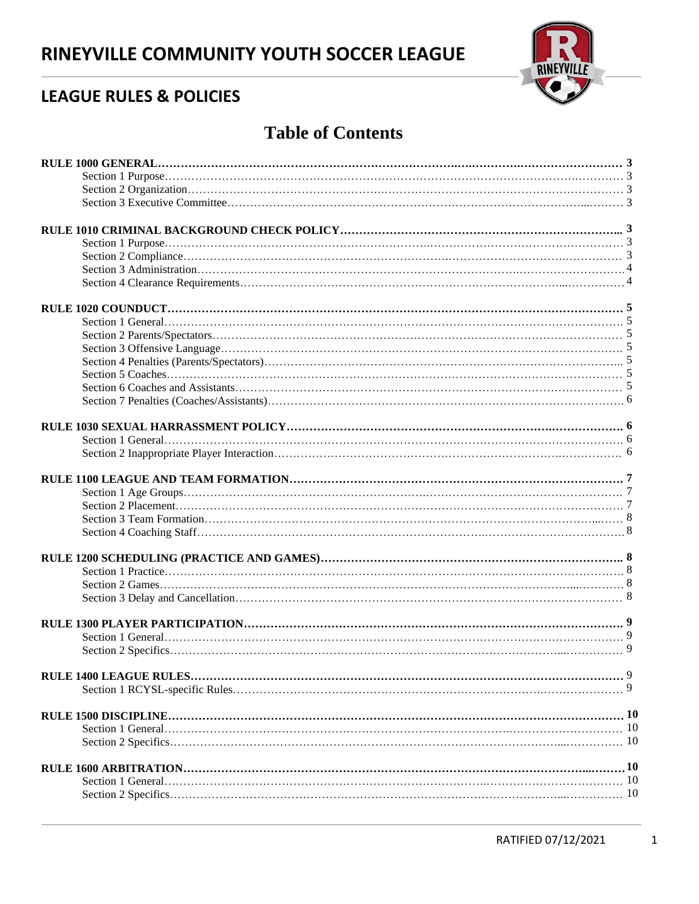# RINEYVILLE COMMUNITY YOUTH SOCCER LEAGUE

## LEAGUE RULES & POLICIES

## Table of Contents

**RULE 1000 GENERAL……………………………………………………………………………………………… 3**
- Section 1 Purpose…………………………………………………………………………………………………… 3
- Section 2 Organization……………………………………………………………………………………………… 3
- Section 3 Executive Committee…………………………………………………………………………………… 3

**RULE 1010 CRIMINAL BACKGROUND CHECK POLICY………………………………………………………... 3**
- Section 1 Purpose…………………………………………………………………………………………………… 3
- Section 2 Compliance……………………………………………………………………………………………… 3
- Section 3 Administration…………………………………………………………………………………………… 4
- Section 4 Clearance Requirements………………………………………………………………………………… 4

**RULE 1020 COUNDUCT…………………………………………………………………………………………… 5**
- Section 1 General…………………………………………………………………………………………………… 5
- Section 2 Parents/Spectators……………………………………………………………………………………… 5
- Section 3 Offensive Language……………………………………………………………………………………… 5
- Section 4 Penalties (Parents/Spectators)………………………………………………………………………... 5
- Section 5 Coaches…………………………………………………………………………………………………… 5
- Section 6 Coaches and Assistants………………………………………………………………………………… 5
- Section 7 Penalties (Coaches/Assistants)………………………………………………………………………… 6

**RULE 1030 SEXUAL HARRASSMENT POLICY…………………………………………………………………… 6**
- Section 1 General…………………………………………………………………………………………………… 6
- Section 2 Inappropriate Player Interaction……………………………………………………………………… 6

**RULE 1100 LEAGUE AND TEAM FORMATION………………………………………………………………… 7**
- Section 1 Age Groups……………………………………………………………………………………………… 7
- Section 2 Placement………………………………………………………………………………………………… 7
- Section 3 Team Formation………………………………………………………………………………………… 8
- Section 4 Coaching Staff…………………………………………………………………………………………… 8

**RULE 1200 SCHEDULING (PRACTICE AND GAMES)…………………………………………………………... 8**
- Section 1 Practice…………………………………………………………………………………………………… 8
- Section 2 Games……………………………………………………………………………………………………… 8
- Section 3 Delay and Cancellation………………………………………………………………………………… 8

**RULE 1300 PLAYER PARTICIPATION……………………………………………………………………………… 9**
- Section 1 General…………………………………………………………………………………………………… 9
- Section 2 Specifics…………………………………………………………………………………………………… 9

**RULE 1400 LEAGUE RULES………………………………………………………………………………………… 9**
- Section 1 RCYSL-specific Rules…………………………………………………………………………………… 9

**RULE 1500 DISCIPLINE……………………………………………………………………………………………… 10**
- Section 1 General…………………………………………………………………………………………………… 10
- Section 2 Specifics…………………………………………………………………………………………………… 10

**RULE 1600 ARBITRATION…………………………………………………………………………………………… 10**
- Section 1 General…………………………………………………………………………………………………… 10
- Section 2 Specifics…………………………………………………………………………………………………… 10

RATIFIED 07/12/2021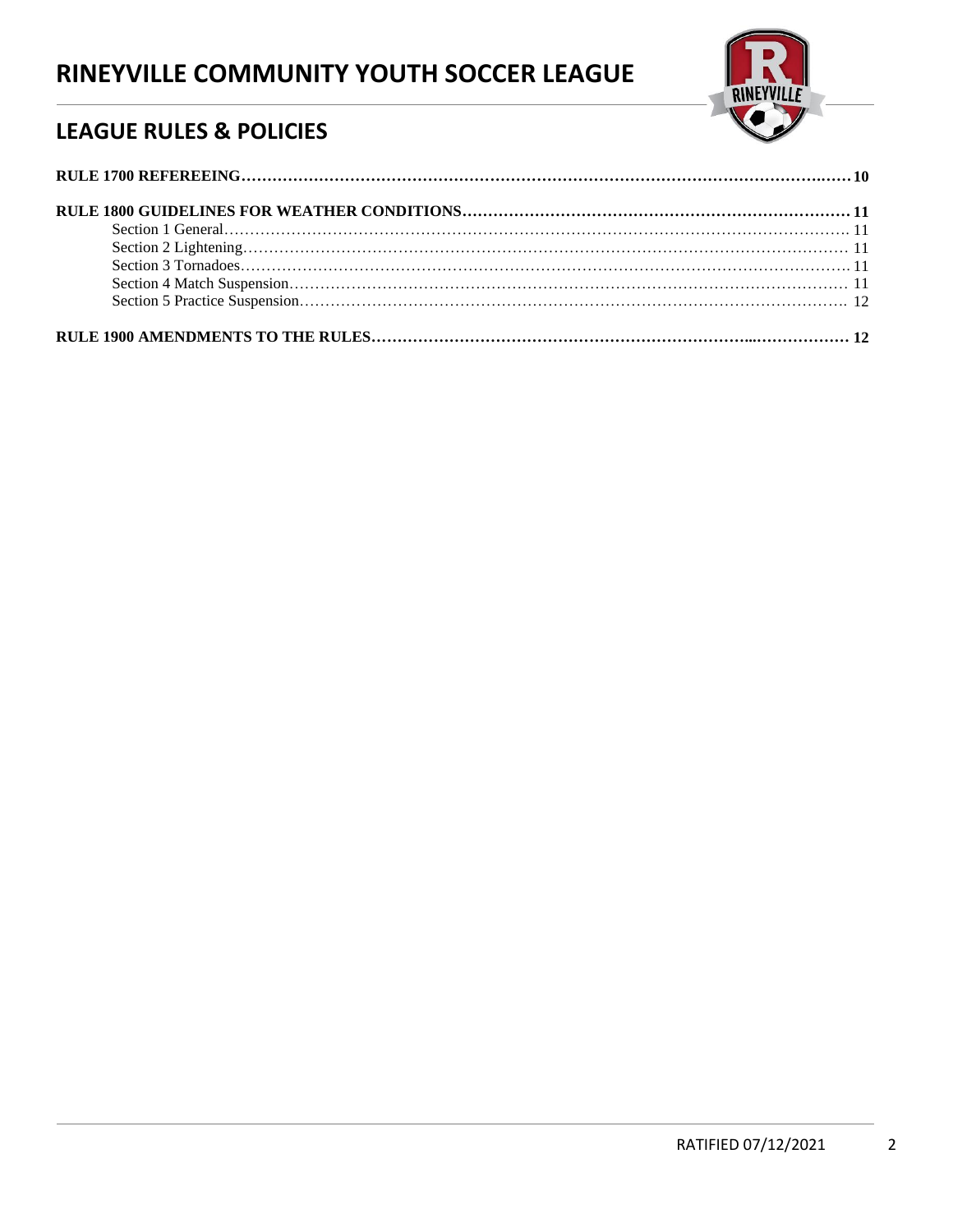**RULE 1700 REFEREEING……………………………………………………………………………………………………10**

**RULE 1800 GUIDELINES FOR WEATHER CONDITIONS…………………………………………………………………11**

Section 1 General……………………………………………………………………………………………………. 11

Section 2 Lightening…………………………………………………………………………………………………. 11

Section 3 Tornadoes…………………………………………………………………………………………………. 11

Section 4 Match Suspension…………………………………………………………………………………………. 11

Section 5 Practice Suspension………………………………………………………………………………………. 12

**RULE 1900 AMENDMENTS TO THE RULES………………………………………………………………...……………… 12**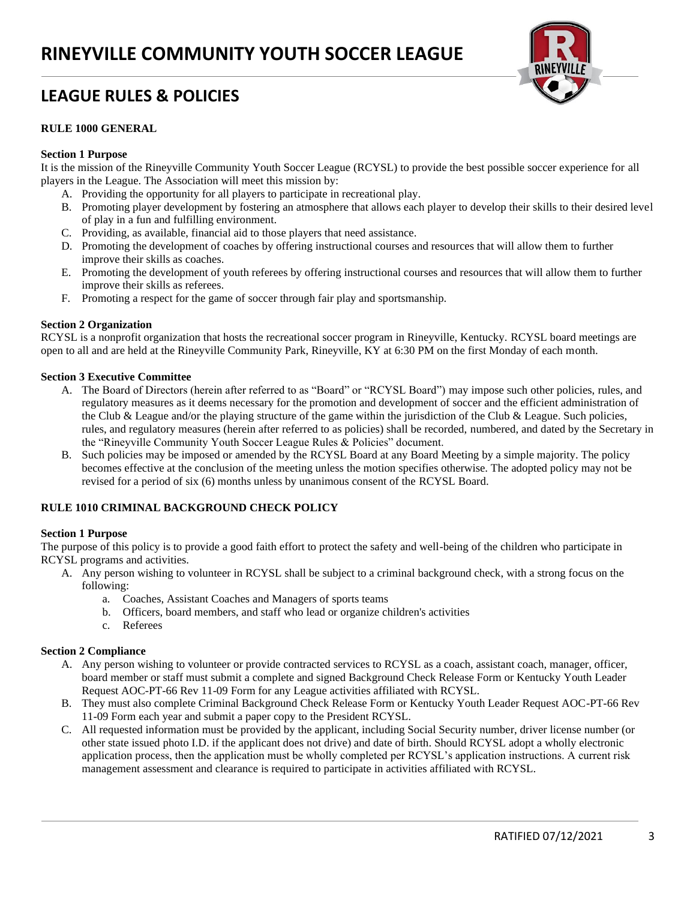# RINEYVILLE COMMUNITY YOUTH SOCCER LEAGUE

## LEAGUE RULES & POLICIES

**RULE 1000 GENERAL**

**Section 1 Purpose**

It is the mission of the Rineyville Community Youth Soccer League (RCYSL) to provide the best possible soccer experience for all players in the League. The Association will meet this mission by:

A. Providing the opportunity for all players to participate in recreational play.
B. Promoting player development by fostering an atmosphere that allows each player to develop their skills to their desired level of play in a fun and fulfilling environment.
C. Providing, as available, financial aid to those players that need assistance.
D. Promoting the development of coaches by offering instructional courses and resources that will allow them to further improve their skills as coaches.
E. Promoting the development of youth referees by offering instructional courses and resources that will allow them to further improve their skills as referees.
F. Promoting a respect for the game of soccer through fair play and sportsmanship.

**Section 2 Organization**

RCYSL is a nonprofit organization that hosts the recreational soccer program in Rineyville, Kentucky. RCYSL board meetings are open to all and are held at the Rineyville Community Park, Rineyville, KY at 6:30 PM on the first Monday of each month.

**Section 3 Executive Committee**

A. The Board of Directors (herein after referred to as "Board" or "RCYSL Board") may impose such other policies, rules, and regulatory measures as it deems necessary for the promotion and development of soccer and the efficient administration of the Club & League and/or the playing structure of the game within the jurisdiction of the Club & League. Such policies, rules, and regulatory measures (herein after referred to as policies) shall be recorded, numbered, and dated by the Secretary in the "Rineyville Community Youth Soccer League Rules & Policies" document.
B. Such policies may be imposed or amended by the RCYSL Board at any Board Meeting by a simple majority. The policy becomes effective at the conclusion of the meeting unless the motion specifies otherwise. The adopted policy may not be revised for a period of six (6) months unless by unanimous consent of the RCYSL Board.

**RULE 1010 CRIMINAL BACKGROUND CHECK POLICY**

**Section 1 Purpose**

The purpose of this policy is to provide a good faith effort to protect the safety and well-being of the children who participate in RCYSL programs and activities.

A. Any person wishing to volunteer in RCYSL shall be subject to a criminal background check, with a strong focus on the following:
   a. Coaches, Assistant Coaches and Managers of sports teams
   b. Officers, board members, and staff who lead or organize children's activities
   c. Referees

**Section 2 Compliance**

A. Any person wishing to volunteer or provide contracted services to RCYSL as a coach, assistant coach, manager, officer, board member or staff must submit a complete and signed Background Check Release Form or Kentucky Youth Leader Request AOC-PT-66 Rev 11-09 Form for any League activities affiliated with RCYSL.
B. They must also complete Criminal Background Check Release Form or Kentucky Youth Leader Request AOC-PT-66 Rev 11-09 Form each year and submit a paper copy to the President RCYSL.
C. All requested information must be provided by the applicant, including Social Security number, driver license number (or other state issued photo I.D. if the applicant does not drive) and date of birth. Should RCYSL adopt a wholly electronic application process, then the application must be wholly completed per RCYSL's application instructions. A current risk management assessment and clearance is required to participate in activities affiliated with RCYSL.

RATIFIED 07/12/2021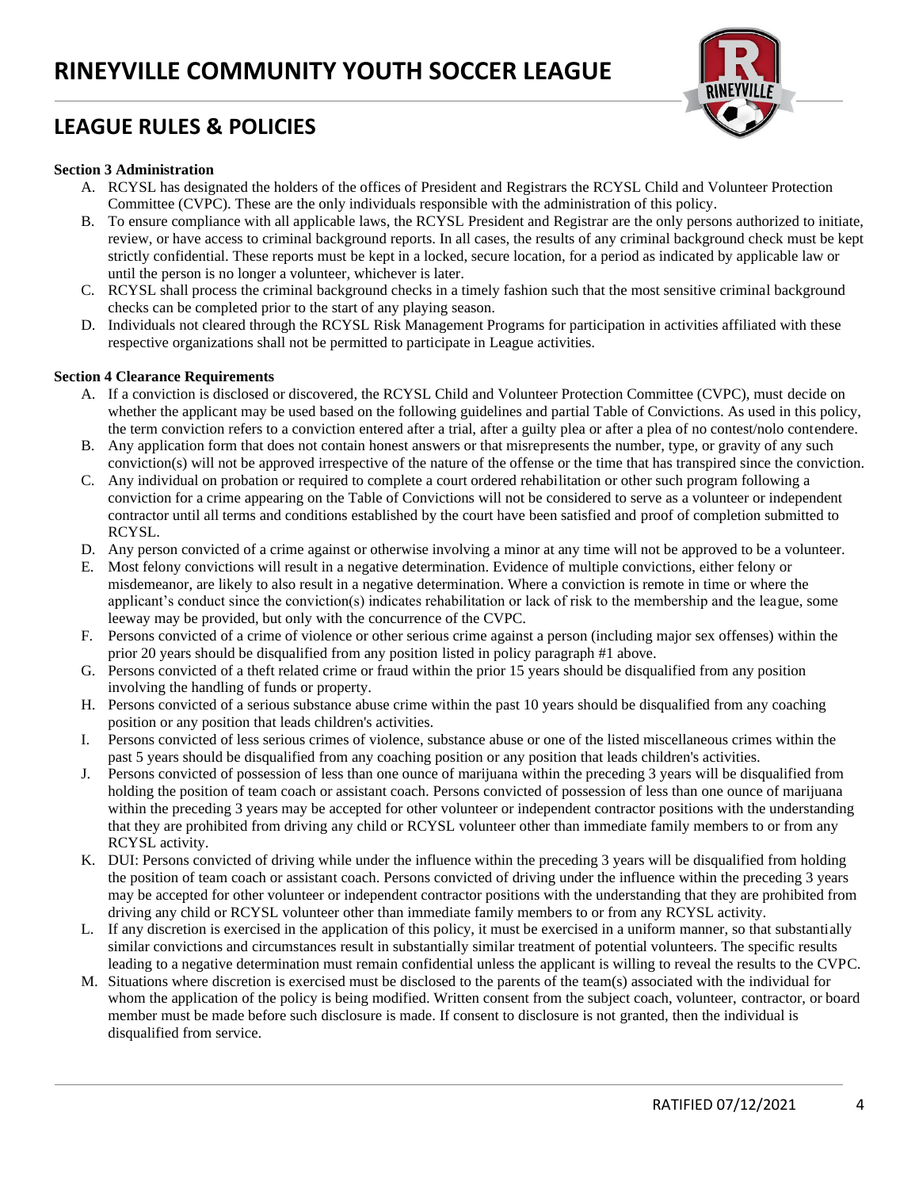**Section 3 Administration**

A. RCYSL has designated the holders of the offices of President and Registrars the RCYSL Child and Volunteer Protection Committee (CVPC). These are the only individuals responsible with the administration of this policy.
B. To ensure compliance with all applicable laws, the RCYSL President and Registrar are the only persons authorized to initiate, review, or have access to criminal background reports. In all cases, the results of any criminal background check must be kept strictly confidential. These reports must be kept in a locked, secure location, for a period as indicated by applicable law or until the person is no longer a volunteer, whichever is later.
C. RCYSL shall process the criminal background checks in a timely fashion such that the most sensitive criminal background checks can be completed prior to the start of any playing season.
D. Individuals not cleared through the RCYSL Risk Management Programs for participation in activities affiliated with these respective organizations shall not be permitted to participate in League activities.

**Section 4 Clearance Requirements**

A. If a conviction is disclosed or discovered, the RCYSL Child and Volunteer Protection Committee (CVPC), must decide on whether the applicant may be used based on the following guidelines and partial Table of Convictions. As used in this policy, the term conviction refers to a conviction entered after a trial, after a guilty plea or after a plea of no contest/nolo contendere.
B. Any application form that does not contain honest answers or that misrepresents the number, type, or gravity of any such conviction(s) will not be approved irrespective of the nature of the offense or the time that has transpired since the conviction.
C. Any individual on probation or required to complete a court ordered rehabilitation or other such program following a conviction for a crime appearing on the Table of Convictions will not be considered to serve as a volunteer or independent contractor until all terms and conditions established by the court have been satisfied and proof of completion submitted to RCYSL.
D. Any person convicted of a crime against or otherwise involving a minor at any time will not be approved to be a volunteer.
E. Most felony convictions will result in a negative determination. Evidence of multiple convictions, either felony or misdemeanor, are likely to also result in a negative determination. Where a conviction is remote in time or where the applicant's conduct since the conviction(s) indicates rehabilitation or lack of risk to the membership and the league, some leeway may be provided, but only with the concurrence of the CVPC.
F. Persons convicted of a crime of violence or other serious crime against a person (including major sex offenses) within the prior 20 years should be disqualified from any position listed in policy paragraph #1 above.
G. Persons convicted of a theft related crime or fraud within the prior 15 years should be disqualified from any position involving the handling of funds or property.
H. Persons convicted of a serious substance abuse crime within the past 10 years should be disqualified from any coaching position or any position that leads children's activities.
I. Persons convicted of less serious crimes of violence, substance abuse or one of the listed miscellaneous crimes within the past 5 years should be disqualified from any coaching position or any position that leads children's activities.
J. Persons convicted of possession of less than one ounce of marijuana within the preceding 3 years will be disqualified from holding the position of team coach or assistant coach. Persons convicted of possession of less than one ounce of marijuana within the preceding 3 years may be accepted for other volunteer or independent contractor positions with the understanding that they are prohibited from driving any child or RCYSL volunteer other than immediate family members to or from any RCYSL activity.
K. DUI: Persons convicted of driving while under the influence within the preceding 3 years will be disqualified from holding the position of team coach or assistant coach. Persons convicted of driving under the influence within the preceding 3 years may be accepted for other volunteer or independent contractor positions with the understanding that they are prohibited from driving any child or RCYSL volunteer other than immediate family members to or from any RCYSL activity.
L. If any discretion is exercised in the application of this policy, it must be exercised in a uniform manner, so that substantially similar convictions and circumstances result in substantially similar treatment of potential volunteers. The specific results leading to a negative determination must remain confidential unless the applicant is willing to reveal the results to the CVPC.
M. Situations where discretion is exercised must be disclosed to the parents of the team(s) associated with the individual for whom the application of the policy is being modified. Written consent from the subject coach, volunteer, contractor, or board member must be made before such disclosure is made. If consent to disclosure is not granted, then the individual is disqualified from service.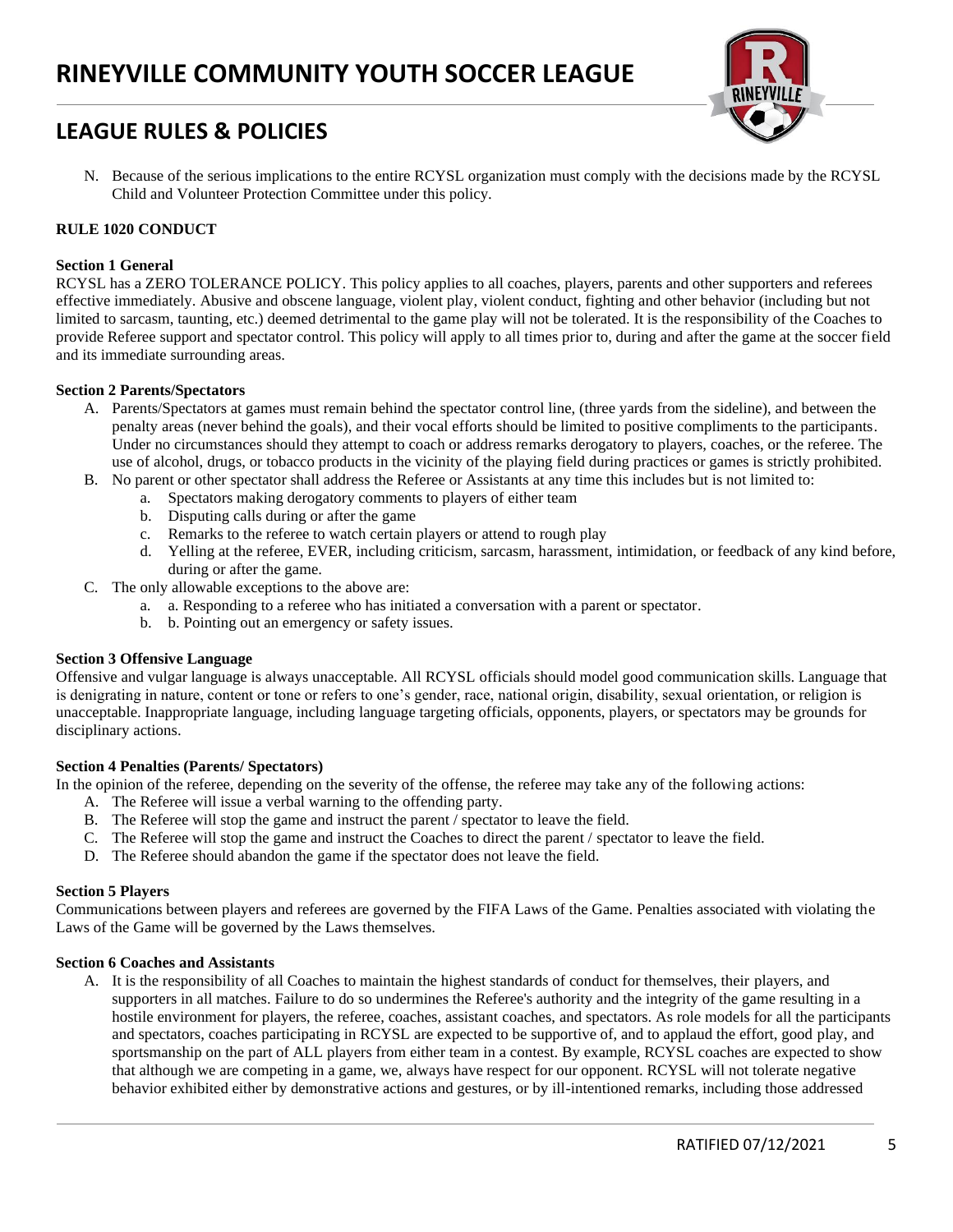N. Because of the serious implications to the entire RCYSL organization must comply with the decisions made by the RCYSL Child and Volunteer Protection Committee under this policy.

## RULE 1020 CONDUCT

### Section 1 General

RCYSL has a ZERO TOLERANCE POLICY. This policy applies to all coaches, players, parents and other supporters and referees effective immediately. Abusive and obscene language, violent play, violent conduct, fighting and other behavior (including but not limited to sarcasm, taunting, etc.) deemed detrimental to the game play will not be tolerated. It is the responsibility of the Coaches to provide Referee support and spectator control. This policy will apply to all times prior to, during and after the game at the soccer field and its immediate surrounding areas.

### Section 2 Parents/Spectators

A. Parents/Spectators at games must remain behind the spectator control line, (three yards from the sideline), and between the penalty areas (never behind the goals), and their vocal efforts should be limited to positive compliments to the participants. Under no circumstances should they attempt to coach or address remarks derogatory to players, coaches, or the referee. The use of alcohol, drugs, or tobacco products in the vicinity of the playing field during practices or games is strictly prohibited.

B. No parent or other spectator shall address the Referee or Assistants at any time this includes but is not limited to:
   a. Spectators making derogatory comments to players of either team
   b. Disputing calls during or after the game
   c. Remarks to the referee to watch certain players or attend to rough play
   d. Yelling at the referee, EVER, including criticism, sarcasm, harassment, intimidation, or feedback of any kind before, during or after the game.

C. The only allowable exceptions to the above are:
   a. a. Responding to a referee who has initiated a conversation with a parent or spectator.
   b. b. Pointing out an emergency or safety issues.

### Section 3 Offensive Language

Offensive and vulgar language is always unacceptable. All RCYSL officials should model good communication skills. Language that is denigrating in nature, content or tone or refers to one's gender, race, national origin, disability, sexual orientation, or religion is unacceptable. Inappropriate language, including language targeting officials, opponents, players, or spectators may be grounds for disciplinary actions.

### Section 4 Penalties (Parents/ Spectators)

In the opinion of the referee, depending on the severity of the offense, the referee may take any of the following actions:

A. The Referee will issue a verbal warning to the offending party.
B. The Referee will stop the game and instruct the parent / spectator to leave the field.
C. The Referee will stop the game and instruct the Coaches to direct the parent / spectator to leave the field.
D. The Referee should abandon the game if the spectator does not leave the field.

### Section 5 Players

Communications between players and referees are governed by the FIFA Laws of the Game. Penalties associated with violating the Laws of the Game will be governed by the Laws themselves.

### Section 6 Coaches and Assistants

A. It is the responsibility of all Coaches to maintain the highest standards of conduct for themselves, their players, and supporters in all matches. Failure to do so undermines the Referee's authority and the integrity of the game resulting in a hostile environment for players, the referee, coaches, assistant coaches, and spectators. As role models for all the participants and spectators, coaches participating in RCYSL are expected to be supportive of, and to applaud the effort, good play, and sportsmanship on the part of ALL players from either team in a contest. By example, RCYSL coaches are expected to show that although we are competing in a game, we, always have respect for our opponent. RCYSL will not tolerate negative behavior exhibited either by demonstrative actions and gestures, or by ill-intentioned remarks, including those addressed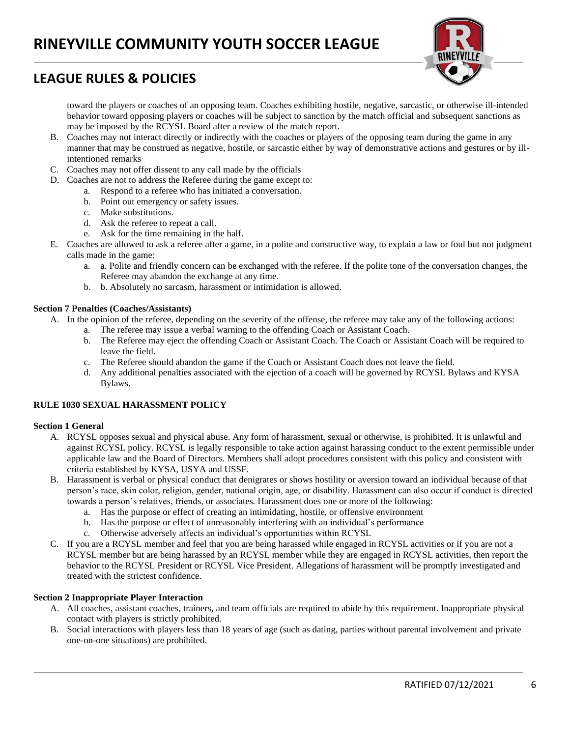toward the players or coaches of an opposing team. Coaches exhibiting hostile, negative, sarcastic, or otherwise ill-intended behavior toward opposing players or coaches will be subject to sanction by the match official and subsequent sanctions as may be imposed by the RCYSL Board after a review of the match report.

B. Coaches may not interact directly or indirectly with the coaches or players of the opposing team during the game in any manner that may be construed as negative, hostile, or sarcastic either by way of demonstrative actions and gestures or by ill-intentioned remarks
C. Coaches may not offer dissent to any call made by the officials
D. Coaches are not to address the Referee during the game except to:
    a. Respond to a referee who has initiated a conversation.
    b. Point out emergency or safety issues.
    c. Make substitutions.
    d. Ask the referee to repeat a call.
    e. Ask for the time remaining in the half.
E. Coaches are allowed to ask a referee after a game, in a polite and constructive way, to explain a law or foul but not judgment calls made in the game:
    a. a. Polite and friendly concern can be exchanged with the referee. If the polite tone of the conversation changes, the Referee may abandon the exchange at any time.
    b. b. Absolutely no sarcasm, harassment or intimidation is allowed.

**Section 7 Penalties (Coaches/Assistants)**

A. In the opinion of the referee, depending on the severity of the offense, the referee may take any of the following actions:
    a. The referee may issue a verbal warning to the offending Coach or Assistant Coach.
    b. The Referee may eject the offending Coach or Assistant Coach. The Coach or Assistant Coach will be required to leave the field.
    c. The Referee should abandon the game if the Coach or Assistant Coach does not leave the field.
    d. Any additional penalties associated with the ejection of a coach will be governed by RCYSL Bylaws and KYSA Bylaws.

**RULE 1030 SEXUAL HARASSMENT POLICY**

**Section 1 General**

A. RCYSL opposes sexual and physical abuse. Any form of harassment, sexual or otherwise, is prohibited. It is unlawful and against RCYSL policy. RCYSL is legally responsible to take action against harassing conduct to the extent permissible under applicable law and the Board of Directors. Members shall adopt procedures consistent with this policy and consistent with criteria established by KYSA, USYA and USSF.
B. Harassment is verbal or physical conduct that denigrates or shows hostility or aversion toward an individual because of that person's race, skin color, religion, gender, national origin, age, or disability. Harassment can also occur if conduct is directed towards a person's relatives, friends, or associates. Harassment does one or more of the following:
    a. Has the purpose or effect of creating an intimidating, hostile, or offensive environment
    b. Has the purpose or effect of unreasonably interfering with an individual's performance
    c. Otherwise adversely affects an individual's opportunities within RCYSL
C. If you are a RCYSL member and feel that you are being harassed while engaged in RCYSL activities or if you are not a RCYSL member but are being harassed by an RCYSL member while they are engaged in RCYSL activities, then report the behavior to the RCYSL President or RCYSL Vice President. Allegations of harassment will be promptly investigated and treated with the strictest confidence.

**Section 2 Inappropriate Player Interaction**

A. All coaches, assistant coaches, trainers, and team officials are required to abide by this requirement. Inappropriate physical contact with players is strictly prohibited.
B. Social interactions with players less than 18 years of age (such as dating, parties without parental involvement and private one-on-one situations) are prohibited.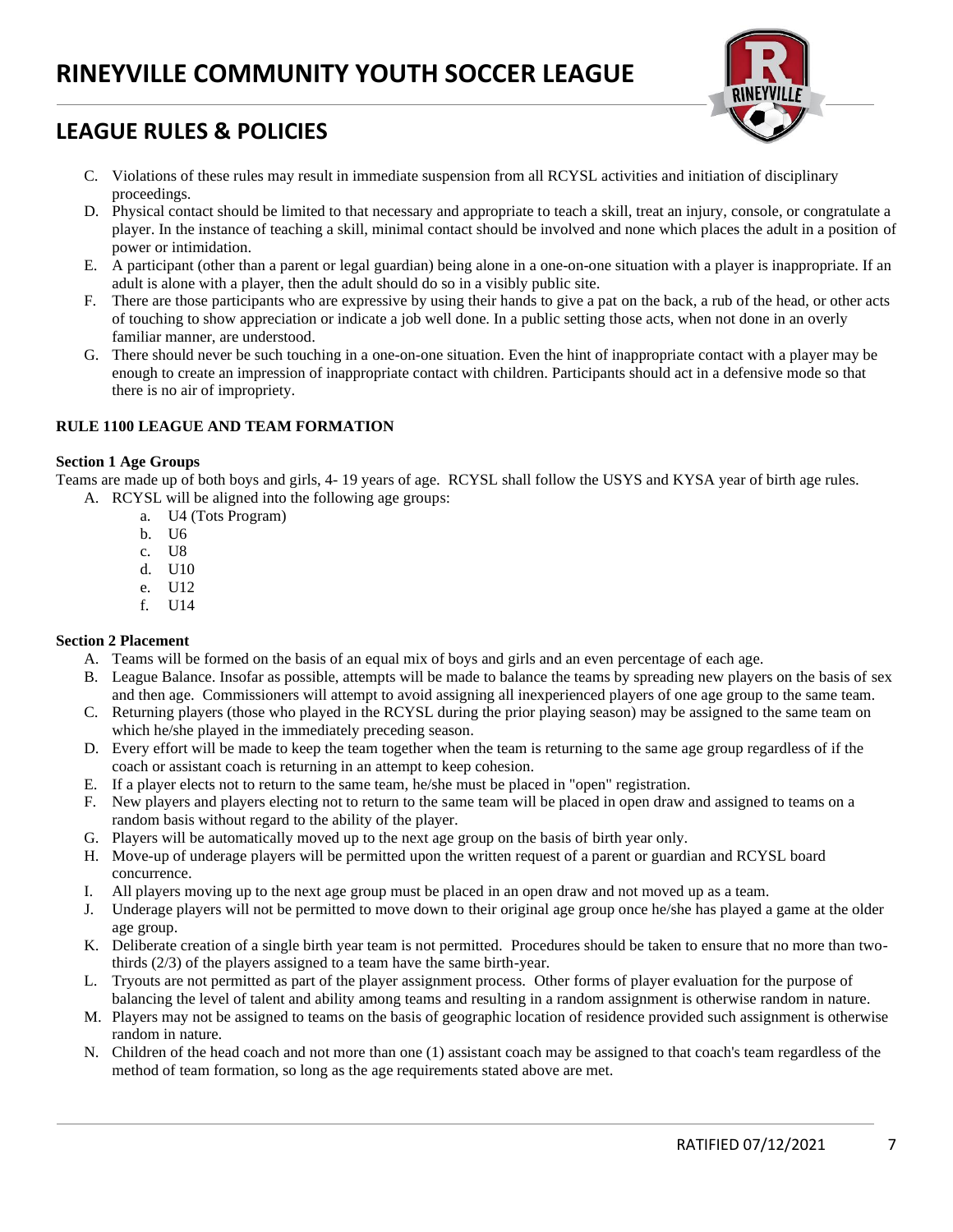C. Violations of these rules may result in immediate suspension from all RCYSL activities and initiation of disciplinary proceedings.
D. Physical contact should be limited to that necessary and appropriate to teach a skill, treat an injury, console, or congratulate a player. In the instance of teaching a skill, minimal contact should be involved and none which places the adult in a position of power or intimidation.
E. A participant (other than a parent or legal guardian) being alone in a one-on-one situation with a player is inappropriate. If an adult is alone with a player, then the adult should do so in a visibly public site.
F. There are those participants who are expressive by using their hands to give a pat on the back, a rub of the head, or other acts of touching to show appreciation or indicate a job well done. In a public setting those acts, when not done in an overly familiar manner, are understood.
G. There should never be such touching in a one-on-one situation. Even the hint of inappropriate contact with a player may be enough to create an impression of inappropriate contact with children. Participants should act in a defensive mode so that there is no air of impropriety.

**RULE 1100 LEAGUE AND TEAM FORMATION**

**Section 1 Age Groups**

Teams are made up of both boys and girls, 4- 19 years of age. RCYSL shall follow the USYS and KYSA year of birth age rules.

A. RCYSL will be aligned into the following age groups:
   a. U4 (Tots Program)
   b. U6
   c. U8
   d. U10
   e. U12
   f. U14

**Section 2 Placement**

A. Teams will be formed on the basis of an equal mix of boys and girls and an even percentage of each age.
B. League Balance. Insofar as possible, attempts will be made to balance the teams by spreading new players on the basis of sex and then age. Commissioners will attempt to avoid assigning all inexperienced players of one age group to the same team.
C. Returning players (those who played in the RCYSL during the prior playing season) may be assigned to the same team on which he/she played in the immediately preceding season.
D. Every effort will be made to keep the team together when the team is returning to the same age group regardless of if the coach or assistant coach is returning in an attempt to keep cohesion.
E. If a player elects not to return to the same team, he/she must be placed in "open" registration.
F. New players and players electing not to return to the same team will be placed in open draw and assigned to teams on a random basis without regard to the ability of the player.
G. Players will be automatically moved up to the next age group on the basis of birth year only.
H. Move-up of underage players will be permitted upon the written request of a parent or guardian and RCYSL board concurrence.
I. All players moving up to the next age group must be placed in an open draw and not moved up as a team.
J. Underage players will not be permitted to move down to their original age group once he/she has played a game at the older age group.
K. Deliberate creation of a single birth year team is not permitted. Procedures should be taken to ensure that no more than two-thirds (2/3) of the players assigned to a team have the same birth-year.
L. Tryouts are not permitted as part of the player assignment process. Other forms of player evaluation for the purpose of balancing the level of talent and ability among teams and resulting in a random assignment is otherwise random in nature.
M. Players may not be assigned to teams on the basis of geographic location of residence provided such assignment is otherwise random in nature.
N. Children of the head coach and not more than one (1) assistant coach may be assigned to that coach's team regardless of the method of team formation, so long as the age requirements stated above are met.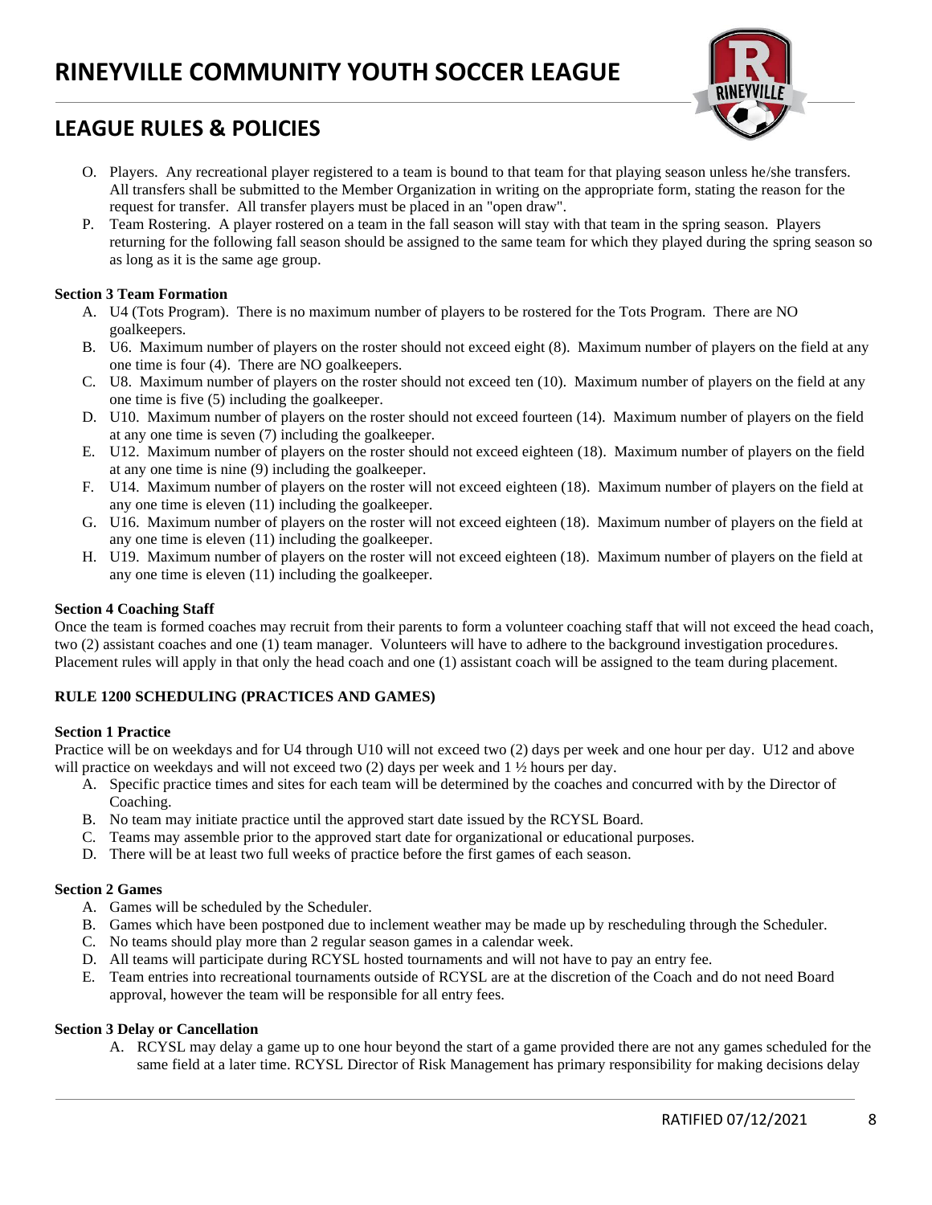O. Players. Any recreational player registered to a team is bound to that team for that playing season unless he/she transfers. All transfers shall be submitted to the Member Organization in writing on the appropriate form, stating the reason for the request for transfer. All transfer players must be placed in an "open draw".

P. Team Rostering. A player rostered on a team in the fall season will stay with that team in the spring season. Players returning for the following fall season should be assigned to the same team for which they played during the spring season so as long as it is the same age group.

**Section 3 Team Formation**

A. U4 (Tots Program). There is no maximum number of players to be rostered for the Tots Program. There are NO goalkeepers.

B. U6. Maximum number of players on the roster should not exceed eight (8). Maximum number of players on the field at any one time is four (4). There are NO goalkeepers.

C. U8. Maximum number of players on the roster should not exceed ten (10). Maximum number of players on the field at any one time is five (5) including the goalkeeper.

D. U10. Maximum number of players on the roster should not exceed fourteen (14). Maximum number of players on the field at any one time is seven (7) including the goalkeeper.

E. U12. Maximum number of players on the roster should not exceed eighteen (18). Maximum number of players on the field at any one time is nine (9) including the goalkeeper.

F. U14. Maximum number of players on the roster will not exceed eighteen (18). Maximum number of players on the field at any one time is eleven (11) including the goalkeeper.

G. U16. Maximum number of players on the roster will not exceed eighteen (18). Maximum number of players on the field at any one time is eleven (11) including the goalkeeper.

H. U19. Maximum number of players on the roster will not exceed eighteen (18). Maximum number of players on the field at any one time is eleven (11) including the goalkeeper.

**Section 4 Coaching Staff**

Once the team is formed coaches may recruit from their parents to form a volunteer coaching staff that will not exceed the head coach, two (2) assistant coaches and one (1) team manager. Volunteers will have to adhere to the background investigation procedures. Placement rules will apply in that only the head coach and one (1) assistant coach will be assigned to the team during placement.

## RULE 1200 SCHEDULING (PRACTICES AND GAMES)

**Section 1 Practice**

Practice will be on weekdays and for U4 through U10 will not exceed two (2) days per week and one hour per day. U12 and above will practice on weekdays and will not exceed two (2) days per week and 1 ½ hours per day.

A. Specific practice times and sites for each team will be determined by the coaches and concurred with by the Director of Coaching.

B. No team may initiate practice until the approved start date issued by the RCYSL Board.

C. Teams may assemble prior to the approved start date for organizational or educational purposes.

D. There will be at least two full weeks of practice before the first games of each season.

**Section 2 Games**

A. Games will be scheduled by the Scheduler.

B. Games which have been postponed due to inclement weather may be made up by rescheduling through the Scheduler.

C. No teams should play more than 2 regular season games in a calendar week.

D. All teams will participate during RCYSL hosted tournaments and will not have to pay an entry fee.

E. Team entries into recreational tournaments outside of RCYSL are at the discretion of the Coach and do not need Board approval, however the team will be responsible for all entry fees.

**Section 3 Delay or Cancellation**

A. RCYSL may delay a game up to one hour beyond the start of a game provided there are not any games scheduled for the same field at a later time. RCYSL Director of Risk Management has primary responsibility for making decisions delay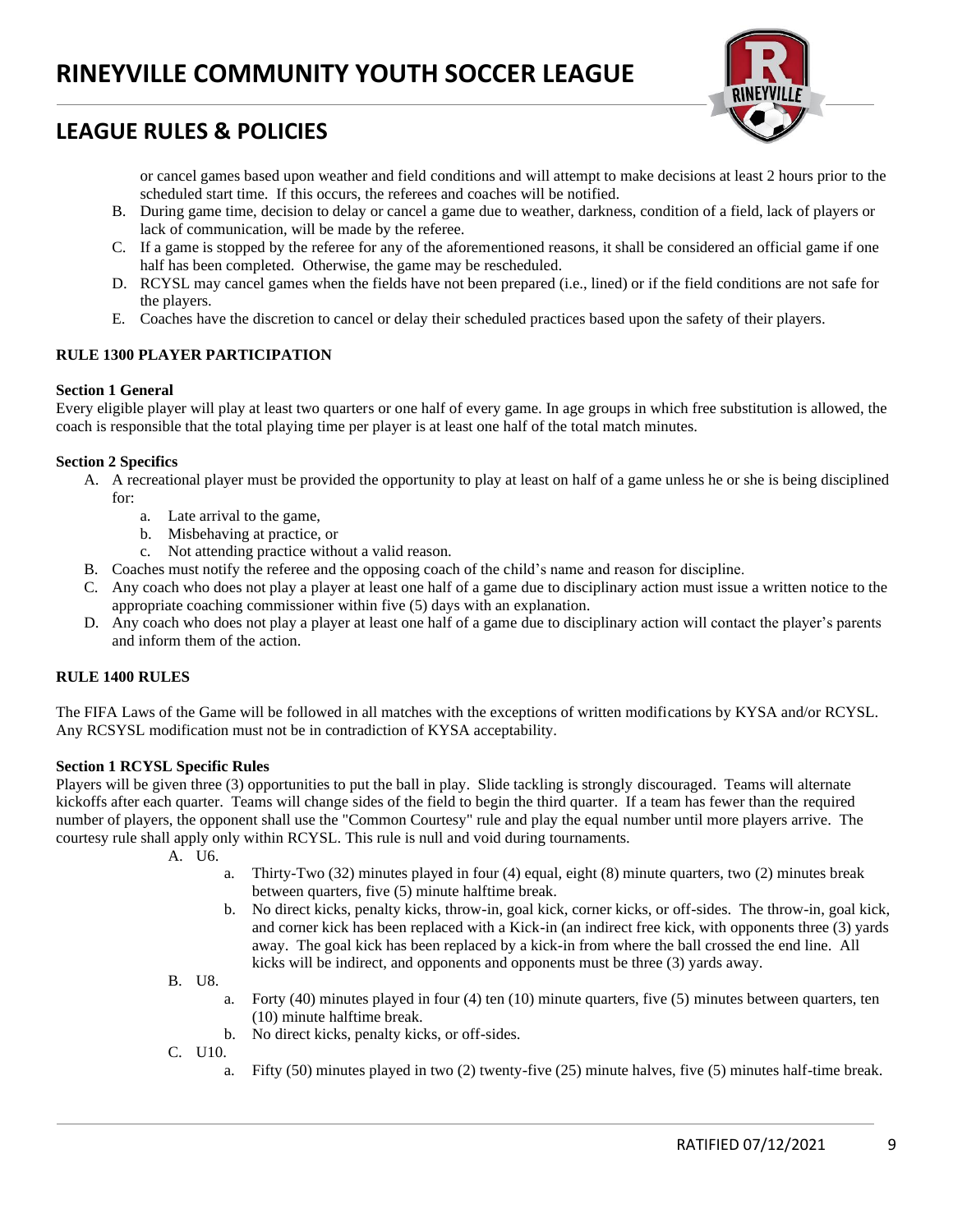or cancel games based upon weather and field conditions and will attempt to make decisions at least 2 hours prior to the scheduled start time. If this occurs, the referees and coaches will be notified.

B. During game time, decision to delay or cancel a game due to weather, darkness, condition of a field, lack of players or lack of communication, will be made by the referee.

C. If a game is stopped by the referee for any of the aforementioned reasons, it shall be considered an official game if one half has been completed. Otherwise, the game may be rescheduled.

D. RCYSL may cancel games when the fields have not been prepared (i.e., lined) or if the field conditions are not safe for the players.

E. Coaches have the discretion to cancel or delay their scheduled practices based upon the safety of their players.

## RULE 1300 PLAYER PARTICIPATION

### Section 1 General

Every eligible player will play at least two quarters or one half of every game. In age groups in which free substitution is allowed, the coach is responsible that the total playing time per player is at least one half of the total match minutes.

### Section 2 Specifics

A. A recreational player must be provided the opportunity to play at least on half of a game unless he or she is being disciplined for:
   a. Late arrival to the game,
   b. Misbehaving at practice, or
   c. Not attending practice without a valid reason.

B. Coaches must notify the referee and the opposing coach of the child's name and reason for discipline.

C. Any coach who does not play a player at least one half of a game due to disciplinary action must issue a written notice to the appropriate coaching commissioner within five (5) days with an explanation.

D. Any coach who does not play a player at least one half of a game due to disciplinary action will contact the player's parents and inform them of the action.

## RULE 1400 RULES

The FIFA Laws of the Game will be followed in all matches with the exceptions of written modifications by KYSA and/or RCYSL. Any RCSYSL modification must not be in contradiction of KYSA acceptability.

### Section 1 RCYSL Specific Rules

Players will be given three (3) opportunities to put the ball in play. Slide tackling is strongly discouraged. Teams will alternate kickoffs after each quarter. Teams will change sides of the field to begin the third quarter. If a team has fewer than the required number of players, the opponent shall use the "Common Courtesy" rule and play the equal number until more players arrive. The courtesy rule shall apply only within RCYSL. This rule is null and void during tournaments.

A. U6.
   a. Thirty-Two (32) minutes played in four (4) equal, eight (8) minute quarters, two (2) minutes break between quarters, five (5) minute halftime break.
   b. No direct kicks, penalty kicks, throw-in, goal kick, corner kicks, or off-sides. The throw-in, goal kick, and corner kick has been replaced with a Kick-in (an indirect free kick, with opponents three (3) yards away. The goal kick has been replaced by a kick-in from where the ball crossed the end line. All kicks will be indirect, and opponents and opponents must be three (3) yards away.

B. U8.
   a. Forty (40) minutes played in four (4) ten (10) minute quarters, five (5) minutes between quarters, ten (10) minute halftime break.
   b. No direct kicks, penalty kicks, or off-sides.

C. U10.
   a. Fifty (50) minutes played in two (2) twenty-five (25) minute halves, five (5) minutes half-time break.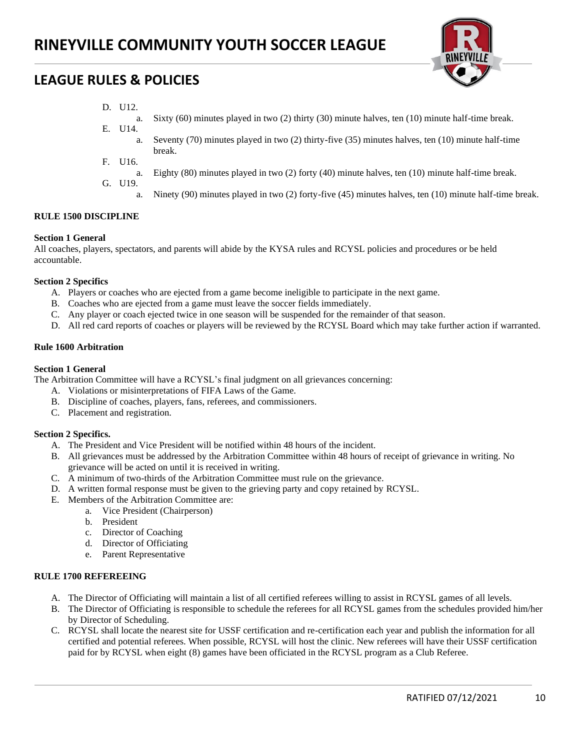D. U12.
   a. Sixty (60) minutes played in two (2) thirty (30) minute halves, ten (10) minute half-time break.

E. U14.
   a. Seventy (70) minutes played in two (2) thirty-five (35) minutes halves, ten (10) minute half-time break.

F. U16.
   a. Eighty (80) minutes played in two (2) forty (40) minute halves, ten (10) minute half-time break.

G. U19.
   a. Ninety (90) minutes played in two (2) forty-five (45) minutes halves, ten (10) minute half-time break.

### RULE 1500 DISCIPLINE

**Section 1 General**

All coaches, players, spectators, and parents will abide by the KYSA rules and RCYSL policies and procedures or be held accountable.

**Section 2 Specifics**

A. Players or coaches who are ejected from a game become ineligible to participate in the next game.
B. Coaches who are ejected from a game must leave the soccer fields immediately.
C. Any player or coach ejected twice in one season will be suspended for the remainder of that season.
D. All red card reports of coaches or players will be reviewed by the RCYSL Board which may take further action if warranted.

### Rule 1600 Arbitration

**Section 1 General**

The Arbitration Committee will have a RCYSL's final judgment on all grievances concerning:

A. Violations or misinterpretations of FIFA Laws of the Game.
B. Discipline of coaches, players, fans, referees, and commissioners.
C. Placement and registration.

**Section 2 Specifics.**

A. The President and Vice President will be notified within 48 hours of the incident.
B. All grievances must be addressed by the Arbitration Committee within 48 hours of receipt of grievance in writing. No grievance will be acted on until it is received in writing.
C. A minimum of two-thirds of the Arbitration Committee must rule on the grievance.
D. A written formal response must be given to the grieving party and copy retained by RCYSL.
E. Members of the Arbitration Committee are:
   a. Vice President (Chairperson)
   b. President
   c. Director of Coaching
   d. Director of Officiating
   e. Parent Representative

### RULE 1700 REFEREEING

A. The Director of Officiating will maintain a list of all certified referees willing to assist in RCYSL games of all levels.
B. The Director of Officiating is responsible to schedule the referees for all RCYSL games from the schedules provided him/her by Director of Scheduling.
C. RCYSL shall locate the nearest site for USSF certification and re-certification each year and publish the information for all certified and potential referees. When possible, RCYSL will host the clinic. New referees will have their USSF certification paid for by RCYSL when eight (8) games have been officiated in the RCYSL program as a Club Referee.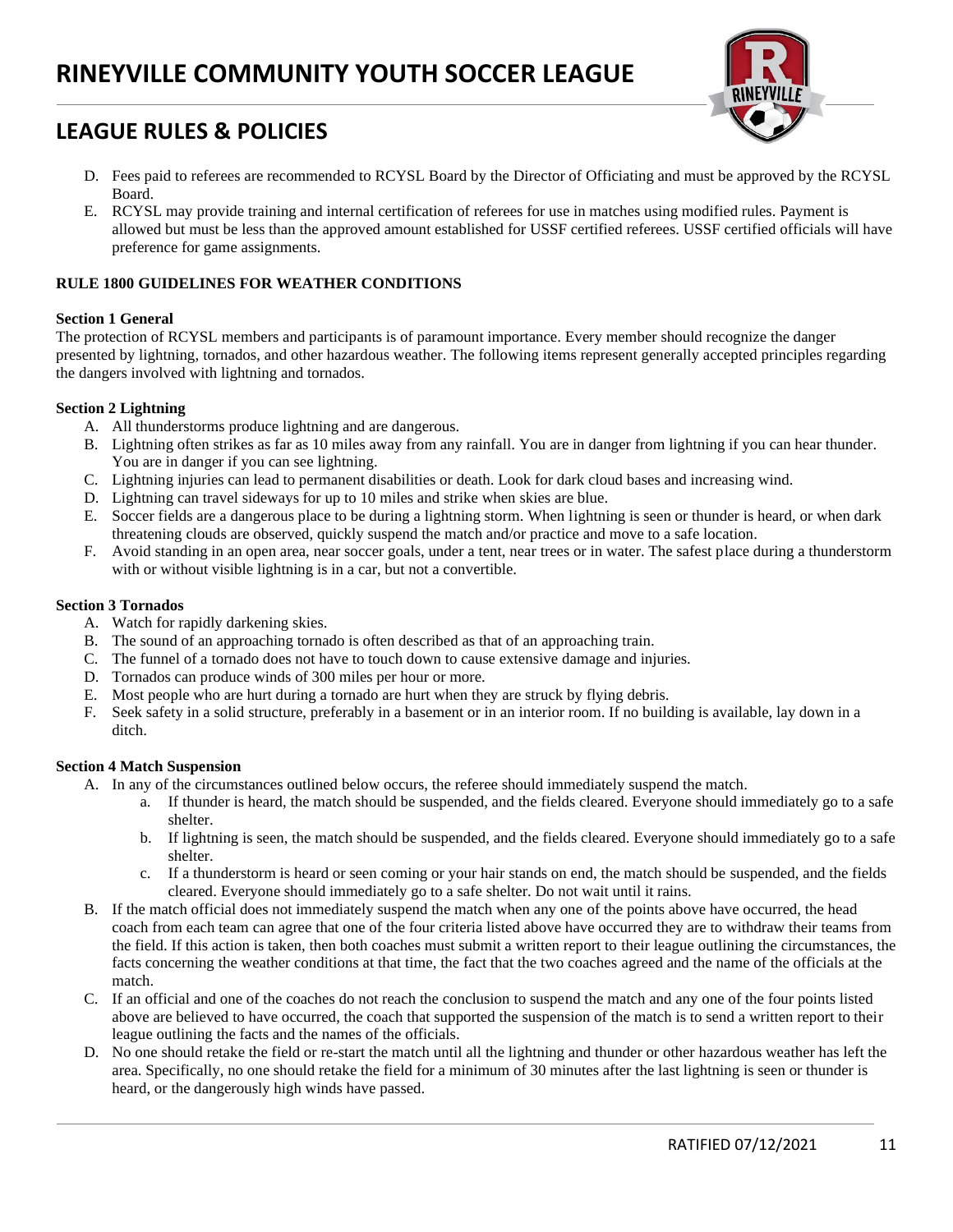D. Fees paid to referees are recommended to RCYSL Board by the Director of Officiating and must be approved by the RCYSL Board.
E. RCYSL may provide training and internal certification of referees for use in matches using modified rules. Payment is allowed but must be less than the approved amount established for USSF certified referees. USSF certified officials will have preference for game assignments.

**RULE 1800 GUIDELINES FOR WEATHER CONDITIONS**

**Section 1 General**

The protection of RCYSL members and participants is of paramount importance. Every member should recognize the danger presented by lightning, tornados, and other hazardous weather. The following items represent generally accepted principles regarding the dangers involved with lightning and tornados.

**Section 2 Lightning**

A. All thunderstorms produce lightning and are dangerous.
B. Lightning often strikes as far as 10 miles away from any rainfall. You are in danger from lightning if you can hear thunder. You are in danger if you can see lightning.
C. Lightning injuries can lead to permanent disabilities or death. Look for dark cloud bases and increasing wind.
D. Lightning can travel sideways for up to 10 miles and strike when skies are blue.
E. Soccer fields are a dangerous place to be during a lightning storm. When lightning is seen or thunder is heard, or when dark threatening clouds are observed, quickly suspend the match and/or practice and move to a safe location.
F. Avoid standing in an open area, near soccer goals, under a tent, near trees or in water. The safest place during a thunderstorm with or without visible lightning is in a car, but not a convertible.

**Section 3 Tornados**

A. Watch for rapidly darkening skies.
B. The sound of an approaching tornado is often described as that of an approaching train.
C. The funnel of a tornado does not have to touch down to cause extensive damage and injuries.
D. Tornados can produce winds of 300 miles per hour or more.
E. Most people who are hurt during a tornado are hurt when they are struck by flying debris.
F. Seek safety in a solid structure, preferably in a basement or in an interior room. If no building is available, lay down in a ditch.

**Section 4 Match Suspension**

A. In any of the circumstances outlined below occurs, the referee should immediately suspend the match.
   a. If thunder is heard, the match should be suspended, and the fields cleared. Everyone should immediately go to a safe shelter.
   b. If lightning is seen, the match should be suspended, and the fields cleared. Everyone should immediately go to a safe shelter.
   c. If a thunderstorm is heard or seen coming or your hair stands on end, the match should be suspended, and the fields cleared. Everyone should immediately go to a safe shelter. Do not wait until it rains.
B. If the match official does not immediately suspend the match when any one of the points above have occurred, the head coach from each team can agree that one of the four criteria listed above have occurred they are to withdraw their teams from the field. If this action is taken, then both coaches must submit a written report to their league outlining the circumstances, the facts concerning the weather conditions at that time, the fact that the two coaches agreed and the name of the officials at the match.
C. If an official and one of the coaches do not reach the conclusion to suspend the match and any one of the four points listed above are believed to have occurred, the coach that supported the suspension of the match is to send a written report to their league outlining the facts and the names of the officials.
D. No one should retake the field or re-start the match until all the lightning and thunder or other hazardous weather has left the area. Specifically, no one should retake the field for a minimum of 30 minutes after the last lightning is seen or thunder is heard, or the dangerously high winds have passed.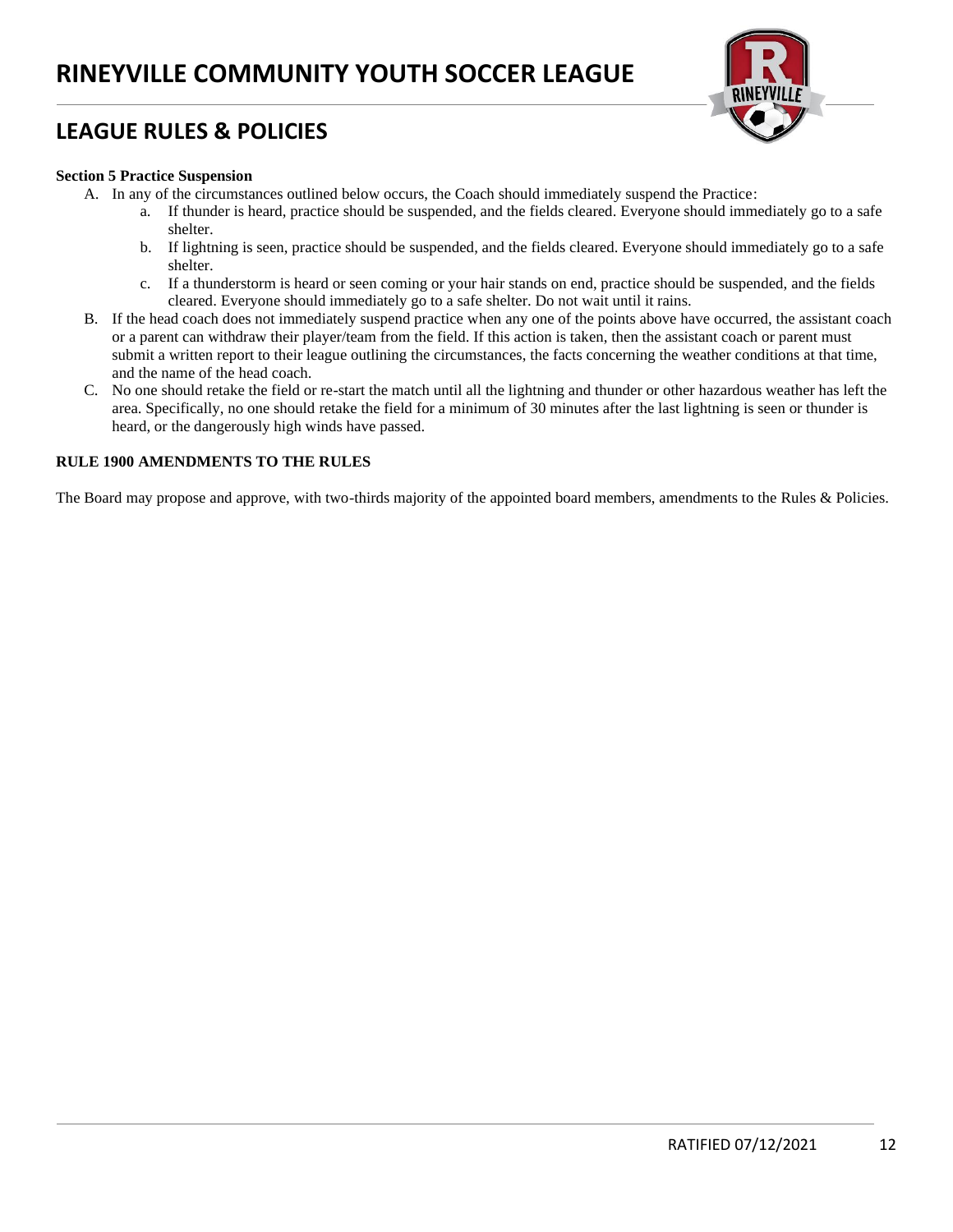**Section 5 Practice Suspension**

A. In any of the circumstances outlined below occurs, the Coach should immediately suspend the Practice:
   a. If thunder is heard, practice should be suspended, and the fields cleared. Everyone should immediately go to a safe shelter.
   b. If lightning is seen, practice should be suspended, and the fields cleared. Everyone should immediately go to a safe shelter.
   c. If a thunderstorm is heard or seen coming or your hair stands on end, practice should be suspended, and the fields cleared. Everyone should immediately go to a safe shelter. Do not wait until it rains.

B. If the head coach does not immediately suspend practice when any one of the points above have occurred, the assistant coach or a parent can withdraw their player/team from the field. If this action is taken, then the assistant coach or parent must submit a written report to their league outlining the circumstances, the facts concerning the weather conditions at that time, and the name of the head coach.

C. No one should retake the field or re-start the match until all the lightning and thunder or other hazardous weather has left the area. Specifically, no one should retake the field for a minimum of 30 minutes after the last lightning is seen or thunder is heard, or the dangerously high winds have passed.

**RULE 1900 AMENDMENTS TO THE RULES**

The Board may propose and approve, with two-thirds majority of the appointed board members, amendments to the Rules & Policies.